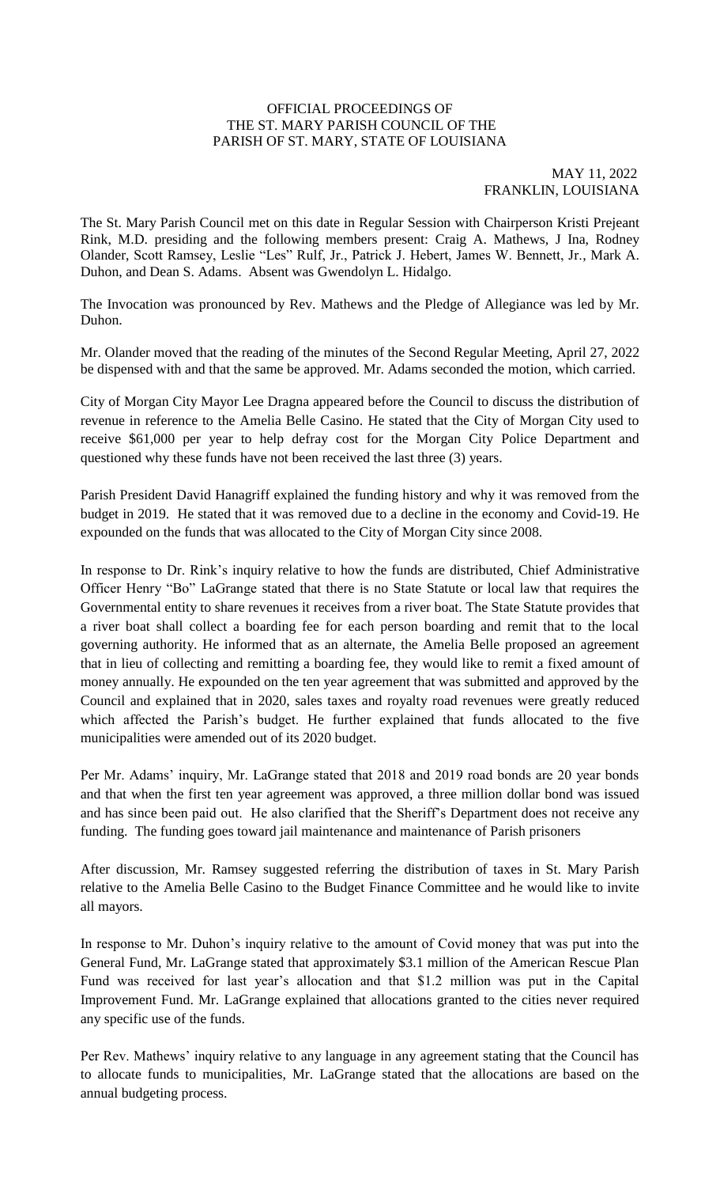OFFICIAL PROCEEDINGS OF
THE ST. MARY PARISH COUNCIL OF THE
PARISH OF ST. MARY, STATE OF LOUISIANA

MAY 11, 2022
FRANKLIN, LOUISIANA

The St. Mary Parish Council met on this date in Regular Session with Chairperson Kristi Prejeant Rink, M.D. presiding and the following members present: Craig A. Mathews, J Ina, Rodney Olander, Scott Ramsey, Leslie "Les" Rulf, Jr., Patrick J. Hebert, James W. Bennett, Jr., Mark A. Duhon, and Dean S. Adams. Absent was Gwendolyn L. Hidalgo.

The Invocation was pronounced by Rev. Mathews and the Pledge of Allegiance was led by Mr. Duhon.

Mr. Olander moved that the reading of the minutes of the Second Regular Meeting, April 27, 2022 be dispensed with and that the same be approved. Mr. Adams seconded the motion, which carried.

City of Morgan City Mayor Lee Dragna appeared before the Council to discuss the distribution of revenue in reference to the Amelia Belle Casino. He stated that the City of Morgan City used to receive $61,000 per year to help defray cost for the Morgan City Police Department and questioned why these funds have not been received the last three (3) years.

Parish President David Hanagriff explained the funding history and why it was removed from the budget in 2019. He stated that it was removed due to a decline in the economy and Covid-19. He expounded on the funds that was allocated to the City of Morgan City since 2008.

In response to Dr. Rink's inquiry relative to how the funds are distributed, Chief Administrative Officer Henry "Bo" LaGrange stated that there is no State Statute or local law that requires the Governmental entity to share revenues it receives from a river boat. The State Statute provides that a river boat shall collect a boarding fee for each person boarding and remit that to the local governing authority. He informed that as an alternate, the Amelia Belle proposed an agreement that in lieu of collecting and remitting a boarding fee, they would like to remit a fixed amount of money annually. He expounded on the ten year agreement that was submitted and approved by the Council and explained that in 2020, sales taxes and royalty road revenues were greatly reduced which affected the Parish's budget. He further explained that funds allocated to the five municipalities were amended out of its 2020 budget.

Per Mr. Adams' inquiry, Mr. LaGrange stated that 2018 and 2019 road bonds are 20 year bonds and that when the first ten year agreement was approved, a three million dollar bond was issued and has since been paid out. He also clarified that the Sheriff's Department does not receive any funding. The funding goes toward jail maintenance and maintenance of Parish prisoners

After discussion, Mr. Ramsey suggested referring the distribution of taxes in St. Mary Parish relative to the Amelia Belle Casino to the Budget Finance Committee and he would like to invite all mayors.

In response to Mr. Duhon's inquiry relative to the amount of Covid money that was put into the General Fund, Mr. LaGrange stated that approximately $3.1 million of the American Rescue Plan Fund was received for last year's allocation and that $1.2 million was put in the Capital Improvement Fund. Mr. LaGrange explained that allocations granted to the cities never required any specific use of the funds.

Per Rev. Mathews' inquiry relative to any language in any agreement stating that the Council has to allocate funds to municipalities, Mr. LaGrange stated that the allocations are based on the annual budgeting process.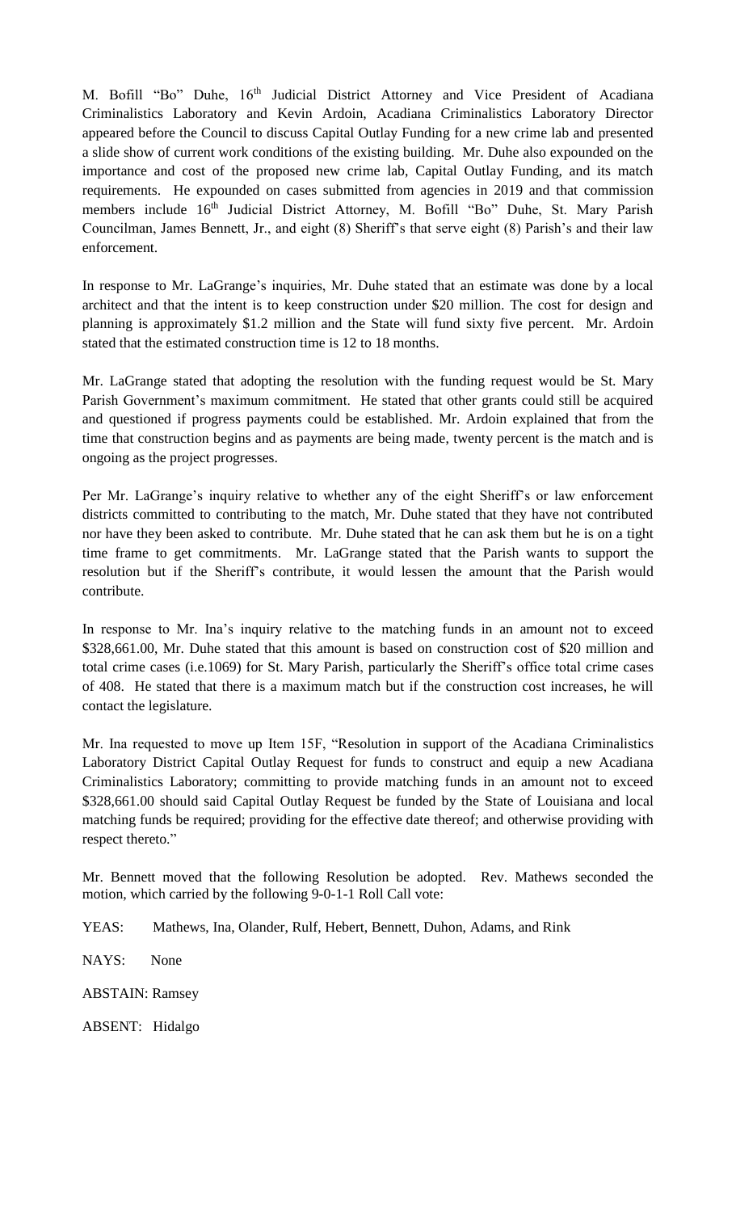M. Bofill "Bo" Duhe, 16th Judicial District Attorney and Vice President of Acadiana Criminalistics Laboratory and Kevin Ardoin, Acadiana Criminalistics Laboratory Director appeared before the Council to discuss Capital Outlay Funding for a new crime lab and presented a slide show of current work conditions of the existing building. Mr. Duhe also expounded on the importance and cost of the proposed new crime lab, Capital Outlay Funding, and its match requirements. He expounded on cases submitted from agencies in 2019 and that commission members include 16th Judicial District Attorney, M. Bofill "Bo" Duhe, St. Mary Parish Councilman, James Bennett, Jr., and eight (8) Sheriff's that serve eight (8) Parish's and their law enforcement.

In response to Mr. LaGrange's inquiries, Mr. Duhe stated that an estimate was done by a local architect and that the intent is to keep construction under $20 million. The cost for design and planning is approximately $1.2 million and the State will fund sixty five percent. Mr. Ardoin stated that the estimated construction time is 12 to 18 months.

Mr. LaGrange stated that adopting the resolution with the funding request would be St. Mary Parish Government's maximum commitment. He stated that other grants could still be acquired and questioned if progress payments could be established. Mr. Ardoin explained that from the time that construction begins and as payments are being made, twenty percent is the match and is ongoing as the project progresses.

Per Mr. LaGrange's inquiry relative to whether any of the eight Sheriff's or law enforcement districts committed to contributing to the match, Mr. Duhe stated that they have not contributed nor have they been asked to contribute. Mr. Duhe stated that he can ask them but he is on a tight time frame to get commitments. Mr. LaGrange stated that the Parish wants to support the resolution but if the Sheriff's contribute, it would lessen the amount that the Parish would contribute.

In response to Mr. Ina's inquiry relative to the matching funds in an amount not to exceed $328,661.00, Mr. Duhe stated that this amount is based on construction cost of $20 million and total crime cases (i.e.1069) for St. Mary Parish, particularly the Sheriff's office total crime cases of 408. He stated that there is a maximum match but if the construction cost increases, he will contact the legislature.

Mr. Ina requested to move up Item 15F, "Resolution in support of the Acadiana Criminalistics Laboratory District Capital Outlay Request for funds to construct and equip a new Acadiana Criminalistics Laboratory; committing to provide matching funds in an amount not to exceed $328,661.00 should said Capital Outlay Request be funded by the State of Louisiana and local matching funds be required; providing for the effective date thereof; and otherwise providing with respect thereto."

Mr. Bennett moved that the following Resolution be adopted. Rev. Mathews seconded the motion, which carried by the following 9-0-1-1 Roll Call vote:

YEAS: Mathews, Ina, Olander, Rulf, Hebert, Bennett, Duhon, Adams, and Rink

NAYS: None

ABSTAIN: Ramsey

ABSENT: Hidalgo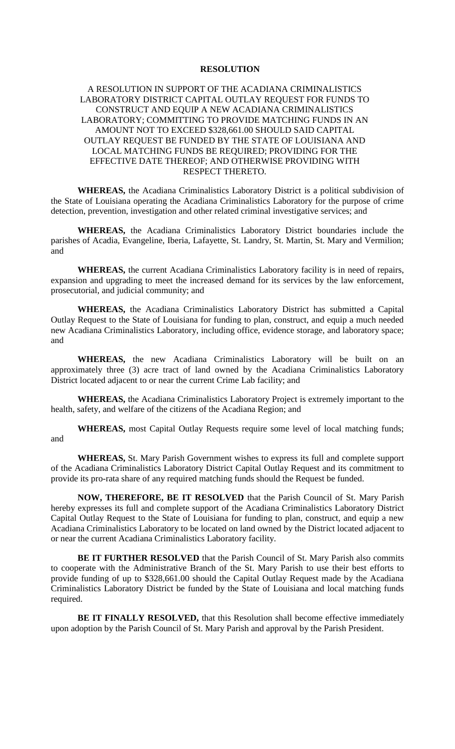# RESOLUTION

A RESOLUTION IN SUPPORT OF THE ACADIANA CRIMINALISTICS LABORATORY DISTRICT CAPITAL OUTLAY REQUEST FOR FUNDS TO CONSTRUCT AND EQUIP A NEW ACADIANA CRIMINALISTICS LABORATORY; COMMITTING TO PROVIDE MATCHING FUNDS IN AN AMOUNT NOT TO EXCEED $328,661.00 SHOULD SAID CAPITAL OUTLAY REQUEST BE FUNDED BY THE STATE OF LOUISIANA AND LOCAL MATCHING FUNDS BE REQUIRED; PROVIDING FOR THE EFFECTIVE DATE THEREOF; AND OTHERWISE PROVIDING WITH RESPECT THERETO.

**WHEREAS,** the Acadiana Criminalistics Laboratory District is a political subdivision of the State of Louisiana operating the Acadiana Criminalistics Laboratory for the purpose of crime detection, prevention, investigation and other related criminal investigative services; and

**WHEREAS,** the Acadiana Criminalistics Laboratory District boundaries include the parishes of Acadia, Evangeline, Iberia, Lafayette, St. Landry, St. Martin, St. Mary and Vermilion; and

**WHEREAS,** the current Acadiana Criminalistics Laboratory facility is in need of repairs, expansion and upgrading to meet the increased demand for its services by the law enforcement, prosecutorial, and judicial community; and

**WHEREAS,** the Acadiana Criminalistics Laboratory District has submitted a Capital Outlay Request to the State of Louisiana for funding to plan, construct, and equip a much needed new Acadiana Criminalistics Laboratory, including office, evidence storage, and laboratory space; and

**WHEREAS,** the new Acadiana Criminalistics Laboratory will be built on an approximately three (3) acre tract of land owned by the Acadiana Criminalistics Laboratory District located adjacent to or near the current Crime Lab facility; and

**WHEREAS,** the Acadiana Criminalistics Laboratory Project is extremely important to the health, safety, and welfare of the citizens of the Acadiana Region; and

**WHEREAS,** most Capital Outlay Requests require some level of local matching funds; and

**WHEREAS,** St. Mary Parish Government wishes to express its full and complete support of the Acadiana Criminalistics Laboratory District Capital Outlay Request and its commitment to provide its pro-rata share of any required matching funds should the Request be funded.

**NOW, THEREFORE, BE IT RESOLVED** that the Parish Council of St. Mary Parish hereby expresses its full and complete support of the Acadiana Criminalistics Laboratory District Capital Outlay Request to the State of Louisiana for funding to plan, construct, and equip a new Acadiana Criminalistics Laboratory to be located on land owned by the District located adjacent to or near the current Acadiana Criminalistics Laboratory facility.

**BE IT FURTHER RESOLVED** that the Parish Council of St. Mary Parish also commits to cooperate with the Administrative Branch of the St. Mary Parish to use their best efforts to provide funding of up to $328,661.00 should the Capital Outlay Request made by the Acadiana Criminalistics Laboratory District be funded by the State of Louisiana and local matching funds required.

**BE IT FINALLY RESOLVED,** that this Resolution shall become effective immediately upon adoption by the Parish Council of St. Mary Parish and approval by the Parish President.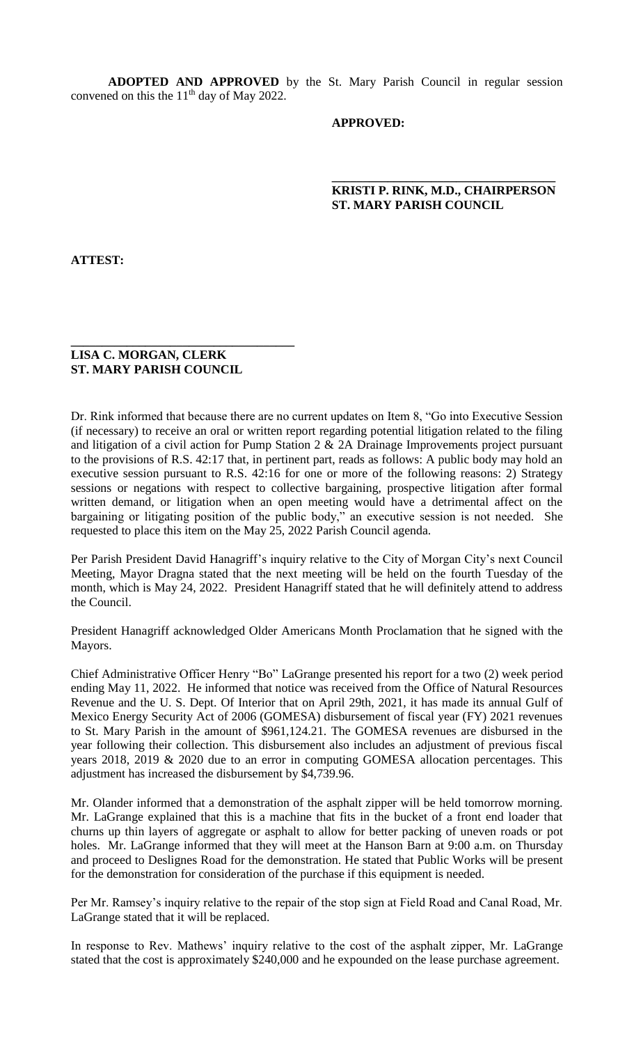**ADOPTED AND APPROVED** by the St. Mary Parish Council in regular session convened on this the 11th day of May 2022.

**APPROVED:**

**\_\_\_\_\_\_\_\_\_\_\_\_\_\_\_\_\_\_\_\_\_\_\_\_\_\_\_\_\_\_\_\_\_\_\_**
**KRISTI P. RINK, M.D., CHAIRPERSON**
**ST. MARY PARISH COUNCIL**

**ATTEST:**

**\_\_\_\_\_\_\_\_\_\_\_\_\_\_\_\_\_\_\_\_\_\_\_\_\_\_\_\_\_\_\_\_\_\_\_**
**LISA C. MORGAN, CLERK**
**ST. MARY PARISH COUNCIL**

Dr. Rink informed that because there are no current updates on Item 8, "Go into Executive Session (if necessary) to receive an oral or written report regarding potential litigation related to the filing and litigation of a civil action for Pump Station 2 & 2A Drainage Improvements project pursuant to the provisions of R.S. 42:17 that, in pertinent part, reads as follows: A public body may hold an executive session pursuant to R.S. 42:16 for one or more of the following reasons: 2) Strategy sessions or negations with respect to collective bargaining, prospective litigation after formal written demand, or litigation when an open meeting would have a detrimental affect on the bargaining or litigating position of the public body," an executive session is not needed. She requested to place this item on the May 25, 2022 Parish Council agenda.

Per Parish President David Hanagriff's inquiry relative to the City of Morgan City's next Council Meeting, Mayor Dragna stated that the next meeting will be held on the fourth Tuesday of the month, which is May 24, 2022. President Hanagriff stated that he will definitely attend to address the Council.

President Hanagriff acknowledged Older Americans Month Proclamation that he signed with the Mayors.

Chief Administrative Officer Henry "Bo" LaGrange presented his report for a two (2) week period ending May 11, 2022. He informed that notice was received from the Office of Natural Resources Revenue and the U. S. Dept. Of Interior that on April 29th, 2021, it has made its annual Gulf of Mexico Energy Security Act of 2006 (GOMESA) disbursement of fiscal year (FY) 2021 revenues to St. Mary Parish in the amount of $961,124.21. The GOMESA revenues are disbursed in the year following their collection. This disbursement also includes an adjustment of previous fiscal years 2018, 2019 & 2020 due to an error in computing GOMESA allocation percentages. This adjustment has increased the disbursement by $4,739.96.

Mr. Olander informed that a demonstration of the asphalt zipper will be held tomorrow morning. Mr. LaGrange explained that this is a machine that fits in the bucket of a front end loader that churns up thin layers of aggregate or asphalt to allow for better packing of uneven roads or pot holes. Mr. LaGrange informed that they will meet at the Hanson Barn at 9:00 a.m. on Thursday and proceed to Deslignes Road for the demonstration. He stated that Public Works will be present for the demonstration for consideration of the purchase if this equipment is needed.

Per Mr. Ramsey's inquiry relative to the repair of the stop sign at Field Road and Canal Road, Mr. LaGrange stated that it will be replaced.

In response to Rev. Mathews' inquiry relative to the cost of the asphalt zipper, Mr. LaGrange stated that the cost is approximately $240,000 and he expounded on the lease purchase agreement.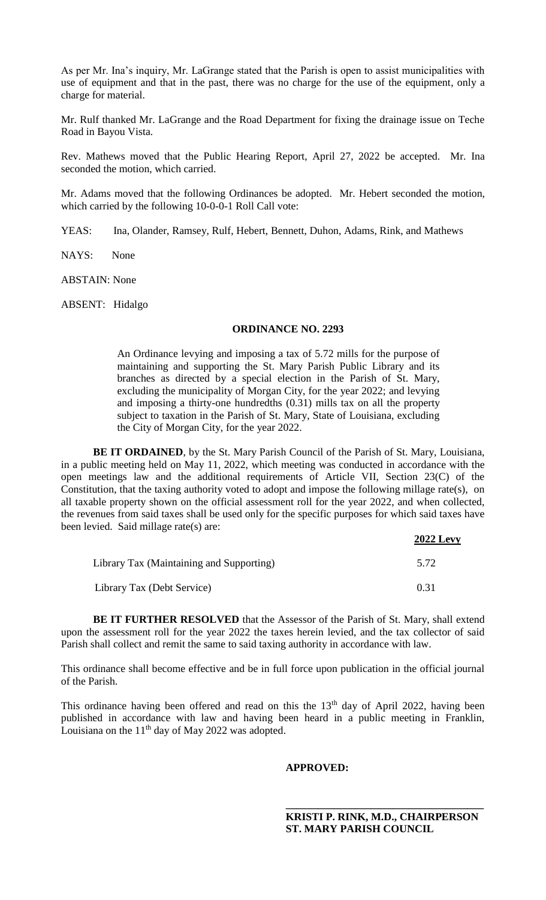As per Mr. Ina's inquiry, Mr. LaGrange stated that the Parish is open to assist municipalities with use of equipment and that in the past, there was no charge for the use of the equipment, only a charge for material.

Mr. Rulf thanked Mr. LaGrange and the Road Department for fixing the drainage issue on Teche Road in Bayou Vista.

Rev. Mathews moved that the Public Hearing Report, April 27, 2022 be accepted. Mr. Ina seconded the motion, which carried.

Mr. Adams moved that the following Ordinances be adopted. Mr. Hebert seconded the motion, which carried by the following 10-0-0-1 Roll Call vote:

YEAS: Ina, Olander, Ramsey, Rulf, Hebert, Bennett, Duhon, Adams, Rink, and Mathews

NAYS: None

ABSTAIN: None

ABSENT: Hidalgo

**ORDINANCE NO. 2293**

An Ordinance levying and imposing a tax of 5.72 mills for the purpose of maintaining and supporting the St. Mary Parish Public Library and its branches as directed by a special election in the Parish of St. Mary, excluding the municipality of Morgan City, for the year 2022; and levying and imposing a thirty-one hundredths (0.31) mills tax on all the property subject to taxation in the Parish of St. Mary, State of Louisiana, excluding the City of Morgan City, for the year 2022.

**BE IT ORDAINED**, by the St. Mary Parish Council of the Parish of St. Mary, Louisiana, in a public meeting held on May 11, 2022, which meeting was conducted in accordance with the open meetings law and the additional requirements of Article VII, Section 23(C) of the Constitution, that the taxing authority voted to adopt and impose the following millage rate(s), on all taxable property shown on the official assessment roll for the year 2022, and when collected, the revenues from said taxes shall be used only for the specific purposes for which said taxes have been levied. Said millage rate(s) are:

| | **2022 Levy** |
|---|---|
| Library Tax (Maintaining and Supporting) | 5.72 |
| Library Tax (Debt Service) | 0.31 |

**BE IT FURTHER RESOLVED** that the Assessor of the Parish of St. Mary, shall extend upon the assessment roll for the year 2022 the taxes herein levied, and the tax collector of said Parish shall collect and remit the same to said taxing authority in accordance with law.

This ordinance shall become effective and be in full force upon publication in the official journal of the Parish.

This ordinance having been offered and read on this the 13th day of April 2022, having been published in accordance with law and having been heard in a public meeting in Franklin, Louisiana on the 11th day of May 2022 was adopted.

**APPROVED:**

\_\_\_\_\_\_\_\_\_\_\_\_\_\_\_\_\_\_\_\_\_\_\_\_\_\_\_\_\_\_\_\_\_\_\_\_

**KRISTI P. RINK, M.D., CHAIRPERSON**
**ST. MARY PARISH COUNCIL**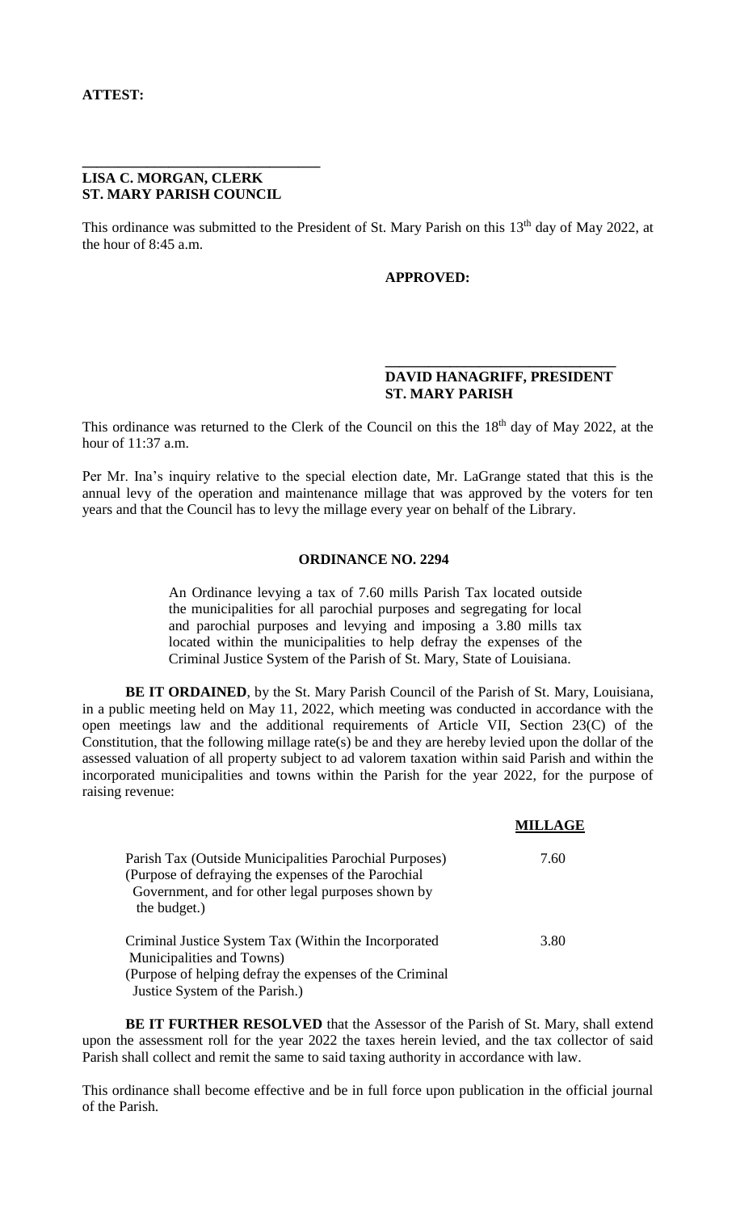**ATTEST:**

\_\_\_\_\_\_\_\_\_\_\_\_\_\_\_\_\_\_\_\_\_\_\_\_\_\_\_\_\_\_\_\_

**LISA C. MORGAN, CLERK**
**ST. MARY PARISH COUNCIL**

This ordinance was submitted to the President of St. Mary Parish on this 13th day of May 2022, at the hour of 8:45 a.m.

**APPROVED:**

\_\_\_\_\_\_\_\_\_\_\_\_\_\_\_\_\_\_\_\_\_\_\_\_\_\_\_\_\_\_\_\_

**DAVID HANAGRIFF, PRESIDENT**
**ST. MARY PARISH**

This ordinance was returned to the Clerk of the Council on this the 18th day of May 2022, at the hour of 11:37 a.m.

Per Mr. Ina's inquiry relative to the special election date, Mr. LaGrange stated that this is the annual levy of the operation and maintenance millage that was approved by the voters for ten years and that the Council has to levy the millage every year on behalf of the Library.

**ORDINANCE NO. 2294**

An Ordinance levying a tax of 7.60 mills Parish Tax located outside the municipalities for all parochial purposes and segregating for local and parochial purposes and levying and imposing a 3.80 mills tax located within the municipalities to help defray the expenses of the Criminal Justice System of the Parish of St. Mary, State of Louisiana.

**BE IT ORDAINED**, by the St. Mary Parish Council of the Parish of St. Mary, Louisiana, in a public meeting held on May 11, 2022, which meeting was conducted in accordance with the open meetings law and the additional requirements of Article VII, Section 23(C) of the Constitution, that the following millage rate(s) be and they are hereby levied upon the dollar of the assessed valuation of all property subject to ad valorem taxation within said Parish and within the incorporated municipalities and towns within the Parish for the year 2022, for the purpose of raising revenue:

| | **MILLAGE** |
|---|---|
| Parish Tax (Outside Municipalities Parochial Purposes) (Purpose of defraying the expenses of the Parochial Government, and for other legal purposes shown by the budget.) | 7.60 |
| Criminal Justice System Tax (Within the Incorporated Municipalities and Towns) (Purpose of helping defray the expenses of the Criminal Justice System of the Parish.) | 3.80 |

**BE IT FURTHER RESOLVED** that the Assessor of the Parish of St. Mary, shall extend upon the assessment roll for the year 2022 the taxes herein levied, and the tax collector of said Parish shall collect and remit the same to said taxing authority in accordance with law.

This ordinance shall become effective and be in full force upon publication in the official journal of the Parish.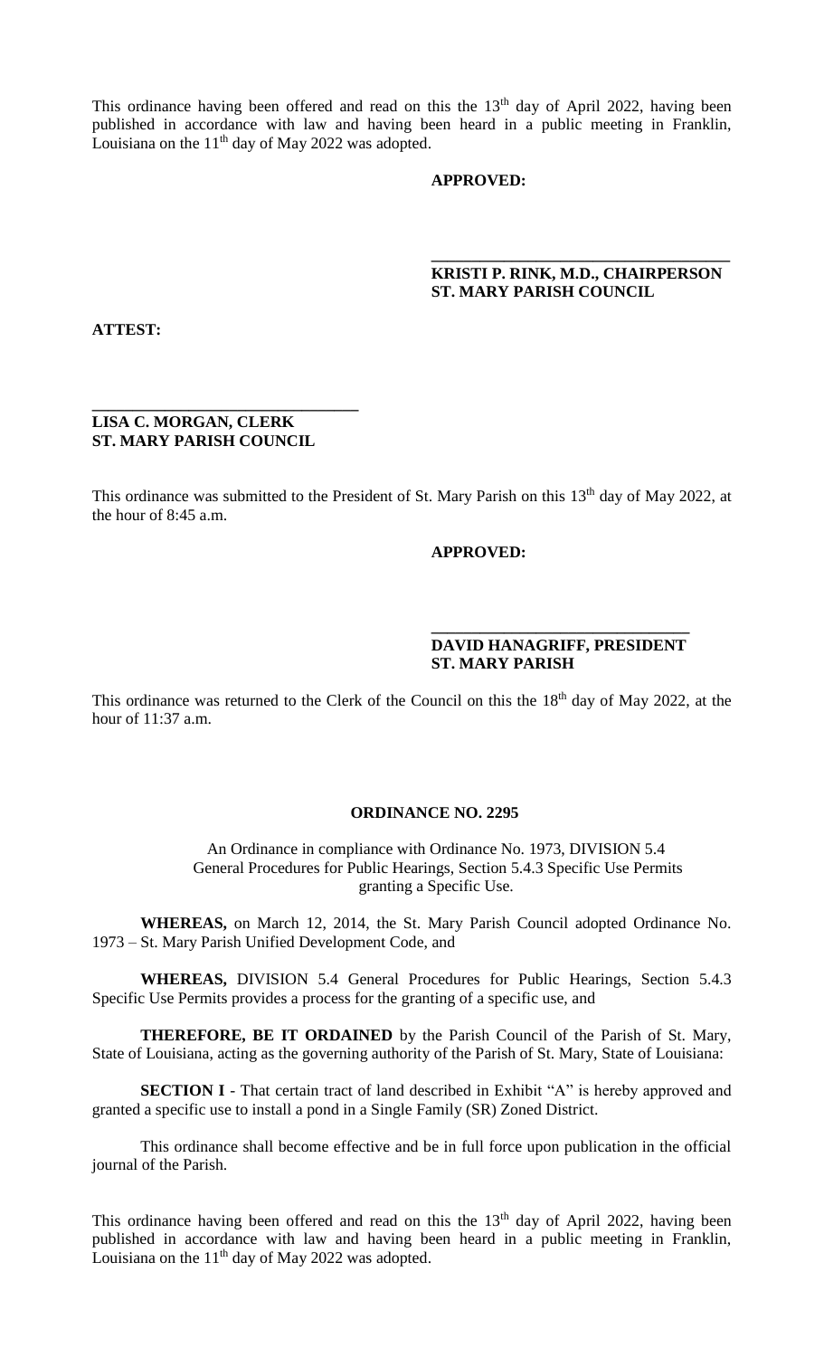This ordinance having been offered and read on this the 13th day of April 2022, having been published in accordance with law and having been heard in a public meeting in Franklin, Louisiana on the 11th day of May 2022 was adopted.

**APPROVED:**

**\_\_\_\_\_\_\_\_\_\_\_\_\_\_\_\_\_\_\_\_\_\_\_\_\_\_\_\_\_\_\_\_\_\_\_\_**
**KRISTI P. RINK, M.D., CHAIRPERSON**
**ST. MARY PARISH COUNCIL**

**ATTEST:**

**\_\_\_\_\_\_\_\_\_\_\_\_\_\_\_\_\_\_\_\_\_\_\_\_\_\_\_\_\_\_\_\_\_\_**
**LISA C. MORGAN, CLERK**
**ST. MARY PARISH COUNCIL**

This ordinance was submitted to the President of St. Mary Parish on this 13th day of May 2022, at the hour of 8:45 a.m.

**APPROVED:**

**\_\_\_\_\_\_\_\_\_\_\_\_\_\_\_\_\_\_\_\_\_\_\_\_\_\_\_\_\_\_\_\_**
**DAVID HANAGRIFF, PRESIDENT**
**ST. MARY PARISH**

This ordinance was returned to the Clerk of the Council on this the 18th day of May 2022, at the hour of 11:37 a.m.

**ORDINANCE NO. 2295**

An Ordinance in compliance with Ordinance No. 1973, DIVISION 5.4 General Procedures for Public Hearings, Section 5.4.3 Specific Use Permits granting a Specific Use.

**WHEREAS,** on March 12, 2014, the St. Mary Parish Council adopted Ordinance No. 1973 – St. Mary Parish Unified Development Code, and

**WHEREAS,** DIVISION 5.4 General Procedures for Public Hearings, Section 5.4.3 Specific Use Permits provides a process for the granting of a specific use, and

**THEREFORE, BE IT ORDAINED** by the Parish Council of the Parish of St. Mary, State of Louisiana, acting as the governing authority of the Parish of St. Mary, State of Louisiana:

**SECTION I** - That certain tract of land described in Exhibit "A" is hereby approved and granted a specific use to install a pond in a Single Family (SR) Zoned District.

This ordinance shall become effective and be in full force upon publication in the official journal of the Parish.

This ordinance having been offered and read on this the 13th day of April 2022, having been published in accordance with law and having been heard in a public meeting in Franklin, Louisiana on the 11th day of May 2022 was adopted.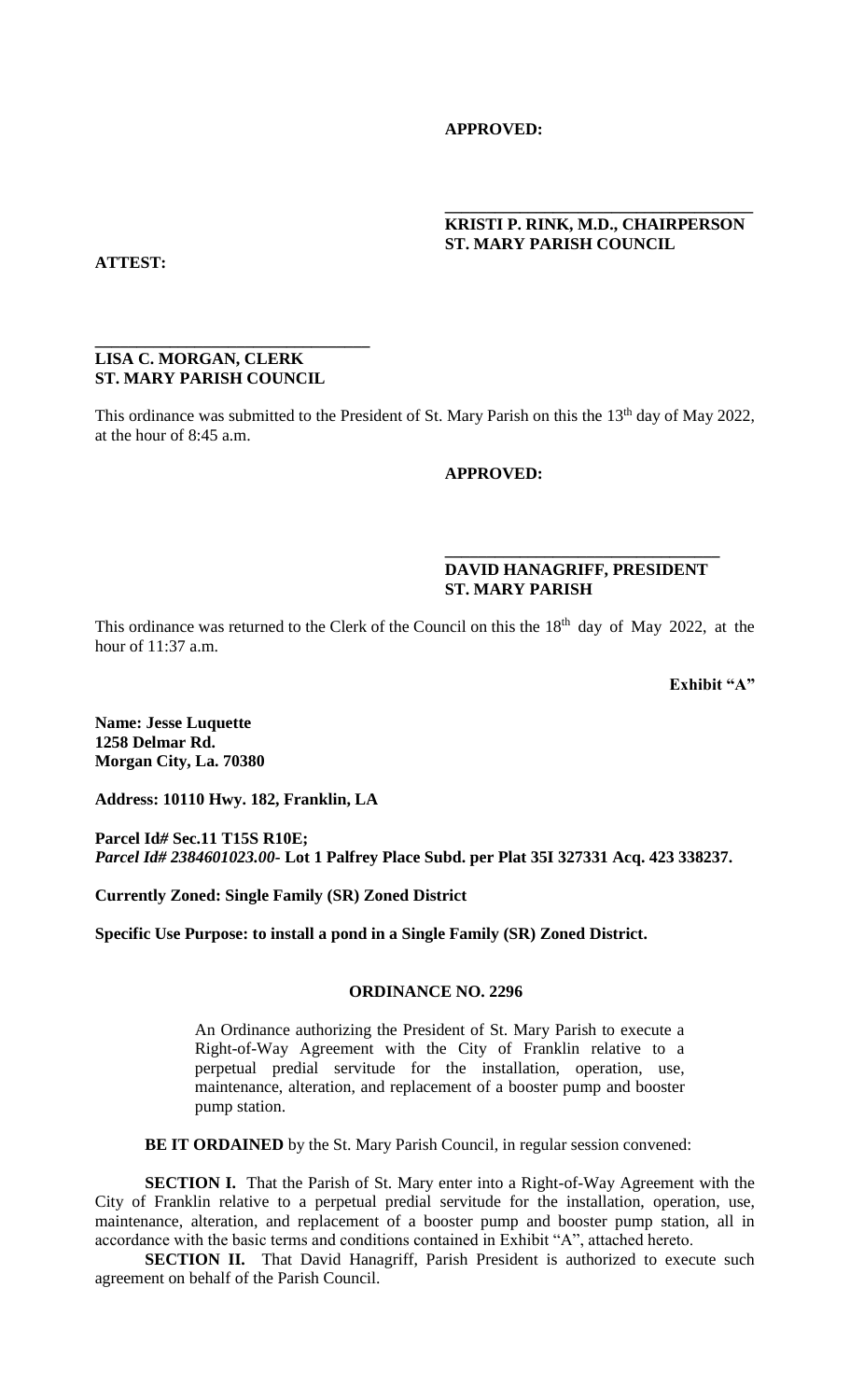**APPROVED:**

**\_\_\_\_\_\_\_\_\_\_\_\_\_\_\_\_\_\_\_\_\_\_\_\_\_\_\_\_\_\_\_\_\_\_\_\_**
**KRISTI P. RINK, M.D., CHAIRPERSON**
**ST. MARY PARISH COUNCIL**

**ATTEST:**

**\_\_\_\_\_\_\_\_\_\_\_\_\_\_\_\_\_\_\_\_\_\_\_\_\_\_\_\_\_\_\_\_\_\_**
**LISA C. MORGAN, CLERK**
**ST. MARY PARISH COUNCIL**

This ordinance was submitted to the President of St. Mary Parish on this the 13th day of May 2022, at the hour of 8:45 a.m.

**APPROVED:**

**\_\_\_\_\_\_\_\_\_\_\_\_\_\_\_\_\_\_\_\_\_\_\_\_\_\_\_\_\_\_\_\_**
**DAVID HANAGRIFF, PRESIDENT**
**ST. MARY PARISH**

This ordinance was returned to the Clerk of the Council on this the 18th day of May 2022, at the hour of 11:37 a.m.

**Exhibit "A"**

**Name: Jesse Luquette**
**1258 Delmar Rd.**
**Morgan City, La. 70380**

**Address: 10110 Hwy. 182, Franklin, LA**

**Parcel Id# Sec.11 T15S R10E;**
***Parcel Id# 2384601023.00-* Lot 1 Palfrey Place Subd. per Plat 35I 327331 Acq. 423 338237.**

**Currently Zoned: Single Family (SR) Zoned District**

**Specific Use Purpose: to install a pond in a Single Family (SR) Zoned District.**

## ORDINANCE NO. 2296

An Ordinance authorizing the President of St. Mary Parish to execute a Right-of-Way Agreement with the City of Franklin relative to a perpetual predial servitude for the installation, operation, use, maintenance, alteration, and replacement of a booster pump and booster pump station.

**BE IT ORDAINED** by the St. Mary Parish Council, in regular session convened:

**SECTION I.** That the Parish of St. Mary enter into a Right-of-Way Agreement with the City of Franklin relative to a perpetual predial servitude for the installation, operation, use, maintenance, alteration, and replacement of a booster pump and booster pump station, all in accordance with the basic terms and conditions contained in Exhibit "A", attached hereto.

**SECTION II.** That David Hanagriff, Parish President is authorized to execute such agreement on behalf of the Parish Council.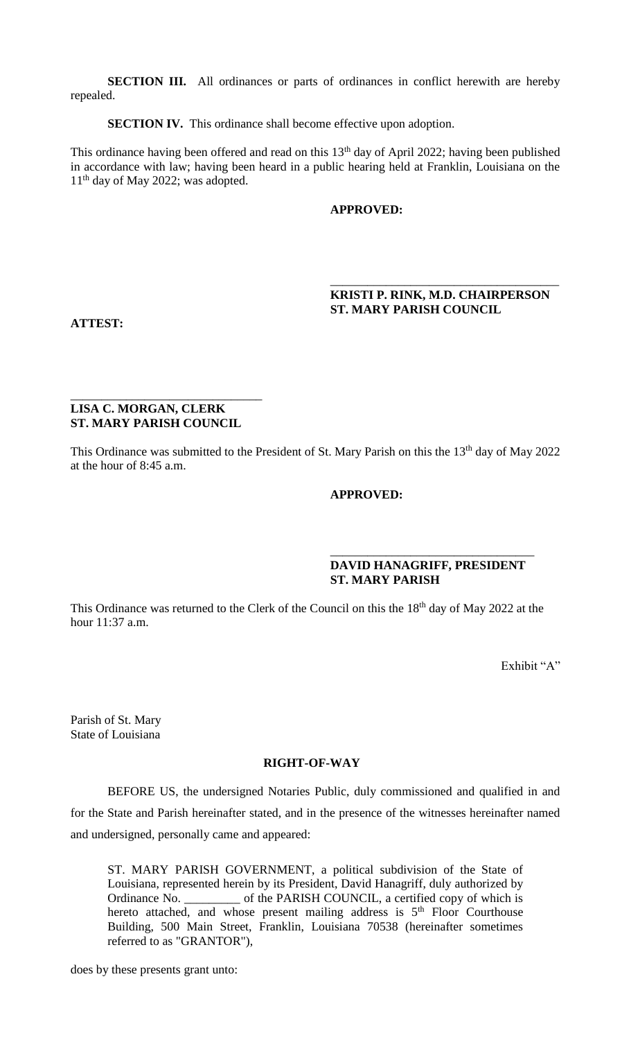**SECTION III.** All ordinances or parts of ordinances in conflict herewith are hereby repealed.

**SECTION IV.** This ordinance shall become effective upon adoption.

This ordinance having been offered and read on this 13th day of April 2022; having been published in accordance with law; having been heard in a public hearing held at Franklin, Louisiana on the 11th day of May 2022; was adopted.

**APPROVED:**

\_\_\_\_\_\_\_\_\_\_\_\_\_\_\_\_\_\_\_\_\_\_\_\_\_\_\_\_\_\_\_\_\_\_\_\_
**KRISTI P. RINK, M.D. CHAIRPERSON**
**ST. MARY PARISH COUNCIL**

**ATTEST:**

\_\_\_\_\_\_\_\_\_\_\_\_\_\_\_\_\_\_\_\_\_\_\_\_\_\_\_\_\_\_\_\_
**LISA C. MORGAN, CLERK**
**ST. MARY PARISH COUNCIL**

This Ordinance was submitted to the President of St. Mary Parish on this the 13th day of May 2022 at the hour of 8:45 a.m.

**APPROVED:**

\_\_\_\_\_\_\_\_\_\_\_\_\_\_\_\_\_\_\_\_\_\_\_\_\_\_\_\_\_\_\_\_
**DAVID HANAGRIFF, PRESIDENT**
**ST. MARY PARISH**

This Ordinance was returned to the Clerk of the Council on this the 18th day of May 2022 at the hour 11:37 a.m.

Exhibit "A"

Parish of St. Mary
State of Louisiana

**RIGHT-OF-WAY**

BEFORE US, the undersigned Notaries Public, duly commissioned and qualified in and for the State and Parish hereinafter stated, and in the presence of the witnesses hereinafter named and undersigned, personally came and appeared:

ST. MARY PARISH GOVERNMENT, a political subdivision of the State of Louisiana, represented herein by its President, David Hanagriff, duly authorized by Ordinance No. \_\_\_\_\_\_\_\_\_ of the PARISH COUNCIL, a certified copy of which is hereto attached, and whose present mailing address is 5th Floor Courthouse Building, 500 Main Street, Franklin, Louisiana 70538 (hereinafter sometimes referred to as "GRANTOR"),

does by these presents grant unto: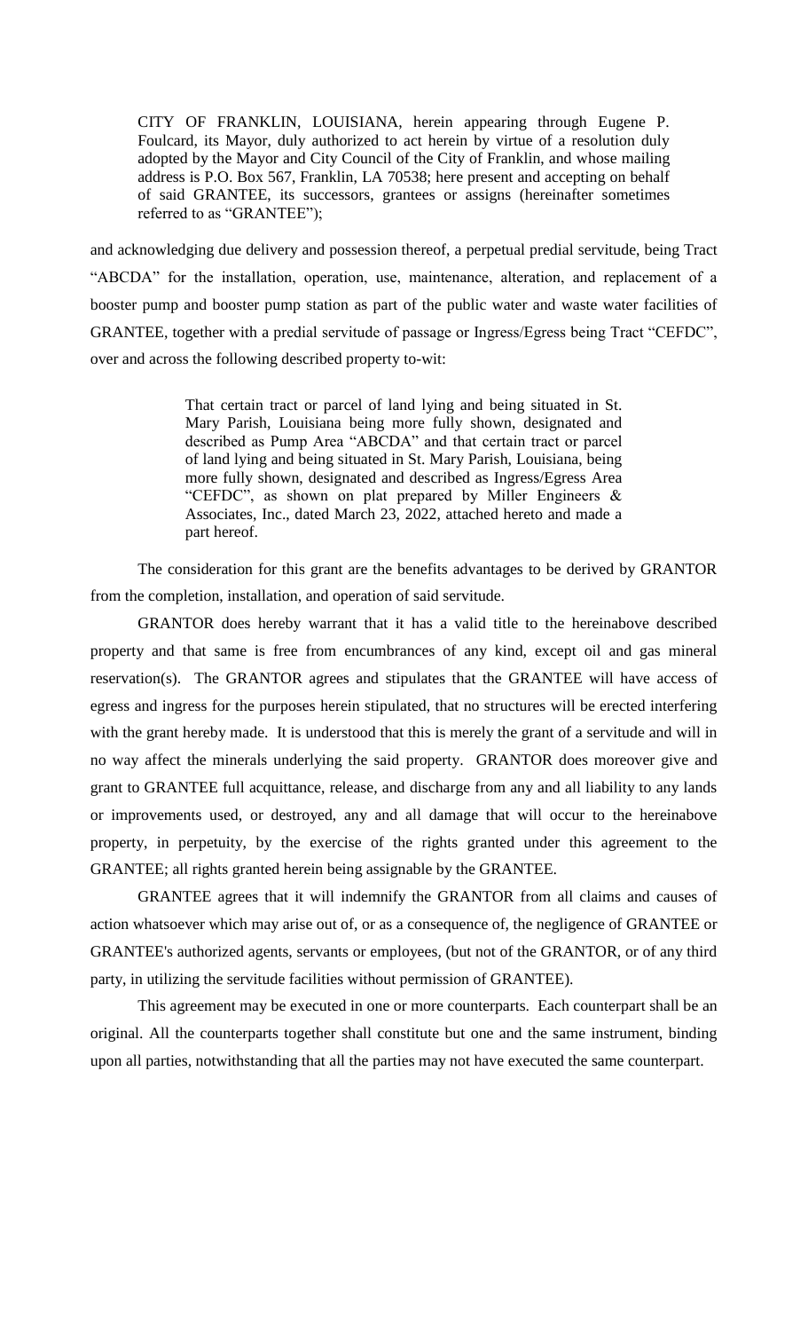CITY OF FRANKLIN, LOUISIANA, herein appearing through Eugene P. Foulcard, its Mayor, duly authorized to act herein by virtue of a resolution duly adopted by the Mayor and City Council of the City of Franklin, and whose mailing address is P.O. Box 567, Franklin, LA 70538; here present and accepting on behalf of said GRANTEE, its successors, grantees or assigns (hereinafter sometimes referred to as "GRANTEE");

and acknowledging due delivery and possession thereof, a perpetual predial servitude, being Tract "ABCDA" for the installation, operation, use, maintenance, alteration, and replacement of a booster pump and booster pump station as part of the public water and waste water facilities of GRANTEE, together with a predial servitude of passage or Ingress/Egress being Tract "CEFDC", over and across the following described property to-wit:

> That certain tract or parcel of land lying and being situated in St. Mary Parish, Louisiana being more fully shown, designated and described as Pump Area "ABCDA" and that certain tract or parcel of land lying and being situated in St. Mary Parish, Louisiana, being more fully shown, designated and described as Ingress/Egress Area "CEFDC", as shown on plat prepared by Miller Engineers & Associates, Inc., dated March 23, 2022, attached hereto and made a part hereof.

The consideration for this grant are the benefits advantages to be derived by GRANTOR from the completion, installation, and operation of said servitude.

GRANTOR does hereby warrant that it has a valid title to the hereinabove described property and that same is free from encumbrances of any kind, except oil and gas mineral reservation(s). The GRANTOR agrees and stipulates that the GRANTEE will have access of egress and ingress for the purposes herein stipulated, that no structures will be erected interfering with the grant hereby made. It is understood that this is merely the grant of a servitude and will in no way affect the minerals underlying the said property. GRANTOR does moreover give and grant to GRANTEE full acquittance, release, and discharge from any and all liability to any lands or improvements used, or destroyed, any and all damage that will occur to the hereinabove property, in perpetuity, by the exercise of the rights granted under this agreement to the GRANTEE; all rights granted herein being assignable by the GRANTEE.

GRANTEE agrees that it will indemnify the GRANTOR from all claims and causes of action whatsoever which may arise out of, or as a consequence of, the negligence of GRANTEE or GRANTEE's authorized agents, servants or employees, (but not of the GRANTOR, or of any third party, in utilizing the servitude facilities without permission of GRANTEE).

This agreement may be executed in one or more counterparts. Each counterpart shall be an original. All the counterparts together shall constitute but one and the same instrument, binding upon all parties, notwithstanding that all the parties may not have executed the same counterpart.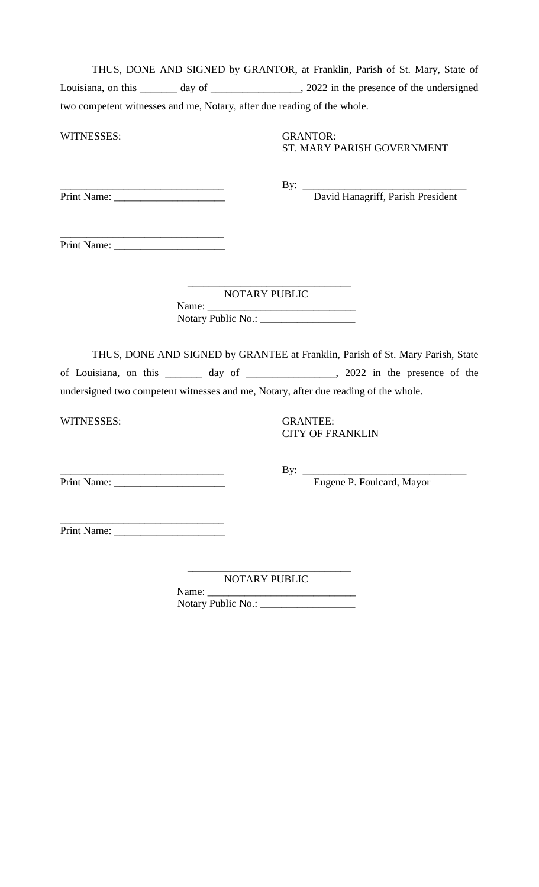THUS, DONE AND SIGNED by GRANTOR, at Franklin, Parish of St. Mary, State of Louisiana, on this _______ day of ________________, 2022 in the presence of the undersigned two competent witnesses and me, Notary, after due reading of the whole.

WITNESSES:

______________________________
Print Name: ____________________

______________________________
Print Name: ____________________

GRANTOR:
ST. MARY PARISH GOVERNMENT

By: ______________________________
David Hanagriff, Parish President

______________________________
NOTARY PUBLIC
Name: ___________________________
Notary Public No.: _________________

THUS, DONE AND SIGNED by GRANTEE at Franklin, Parish of St. Mary Parish, State of Louisiana, on this _______ day of ________________, 2022 in the presence of the undersigned two competent witnesses and me, Notary, after due reading of the whole.

WITNESSES:

______________________________
Print Name: ____________________

______________________________
Print Name: ____________________

GRANTEE:
CITY OF FRANKLIN

By: ______________________________
Eugene P. Foulcard, Mayor

______________________________
NOTARY PUBLIC
Name: ___________________________
Notary Public No.: _________________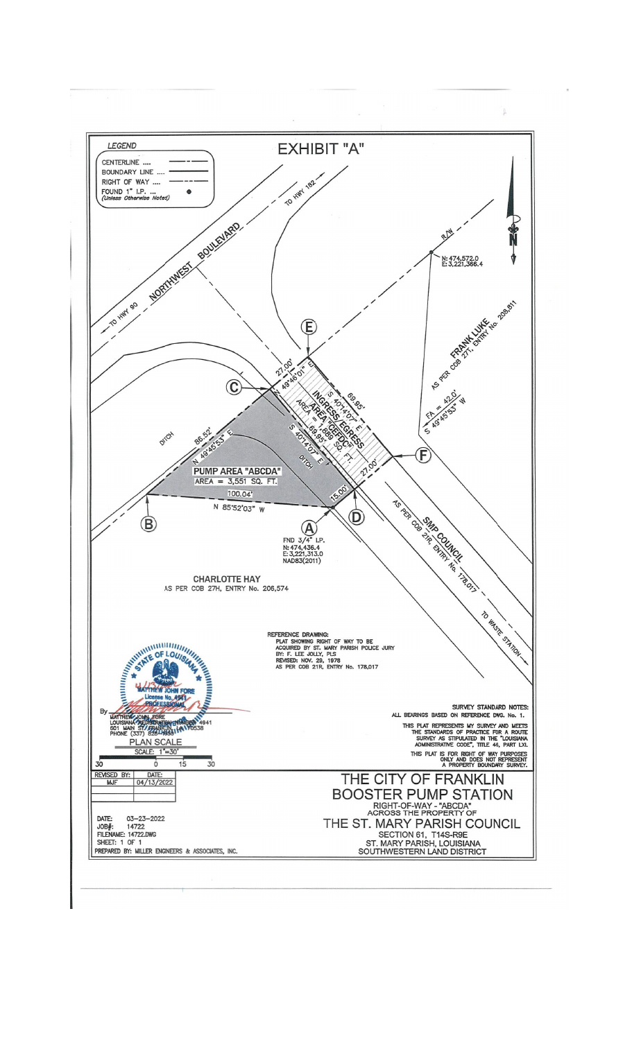# EXHIBIT "A"

**LEGEND**

- CENTERLINE ....
- BOUNDARY LINE ....
- RIGHT OF WAY ....
- FOUND 1" I.P. .... ● *(Unless Otherwise Noted)*

NORTHWEST BOULEVARD

TO HWY 90

TO HWY 182

R/W

N: 474,572.0
E: 3,221,366.4

FRANK LUKE
AS PER COB 27T, ENTRY No. 208,811

FA = 42.0'
S 49°45'53" W

27.00'
N 49°46'01" E

S 40°14'07" E
69.95'

INGRESS/EGRESS
AREA "CEFDC"
AREA = 1,888 SQ. FT.

S 40°14'07" E
69.95'

27.00'

15.00'

DITCH

86.52'
N 49°45'53" E

PUMP AREA "ABCDA"
AREA = 3,551 SQ. FT.

100.04'
N 85°52'03" W

FND 3/4" I.P.
N: 474,436.4
E: 3,221,313.0
NAD83(2011)

SMP COUNCIL
AS PER COB 21R, ENTRY No. 178,017

TO WASTE STATION

CHARLOTTE HAY
AS PER COB 27H, ENTRY No. 206,574

REFERENCE DRAWING:
PLAT SHOWING RIGHT OF WAY TO BE ACQUIRED BY ST. MARY PARISH POLICE JURY
BY: F. LEE JOLLY, PLS
REVISED: NOV. 29, 1978
AS PER COB 21R, ENTRY No. 178,017

SURVEY STANDARD NOTES:
ALL BEARINGS BASED ON REFERENCE DWG. No. 1.

THIS PLAT REPRESENTS MY SURVEY AND MEETS THE STANDARDS OF PRACTICE FOR A ROUTE SURVEY AS STIPULATED IN THE "LOUISIANA ADMINISTRATIVE CODE", TITLE 46, PART LXI.

THIS PLAT IS FOR RIGHT OF WAY PURPOSES ONLY AND DOES NOT REPRESENT A PROPERTY BOUNDARY SURVEY.

STATE OF LOUISIANA
MATTHEW JOHN FORE
License No. 4941
PROFESSIONAL

By
MATTHEW JOHN FORE
LOUISIANA REGISTRATION NUMBER 4941
801 MAIN ST, FRANKLIN, LA 70538
PHONE (337) 828-1933

PLAN SCALE
SCALE: 1"=30'
30 0 15 30

| REVISED BY: | DATE: |
|---|---|
| MJF | 04/13/2022 |
| | |
| | |

DATE: 03-23-2022
JOB#: 14722
FILENAME: 14722.DWG
SHEET: 1 OF 1
PREPARED BY: MILLER ENGINEERS & ASSOCIATES, INC.

## THE CITY OF FRANKLIN BOOSTER PUMP STATION

RIGHT-OF-WAY - "ABCDA"
ACROSS THE PROPERTY OF

## THE ST. MARY PARISH COUNCIL

SECTION 61, T14S-R9E
ST. MARY PARISH, LOUISIANA
SOUTHWESTERN LAND DISTRICT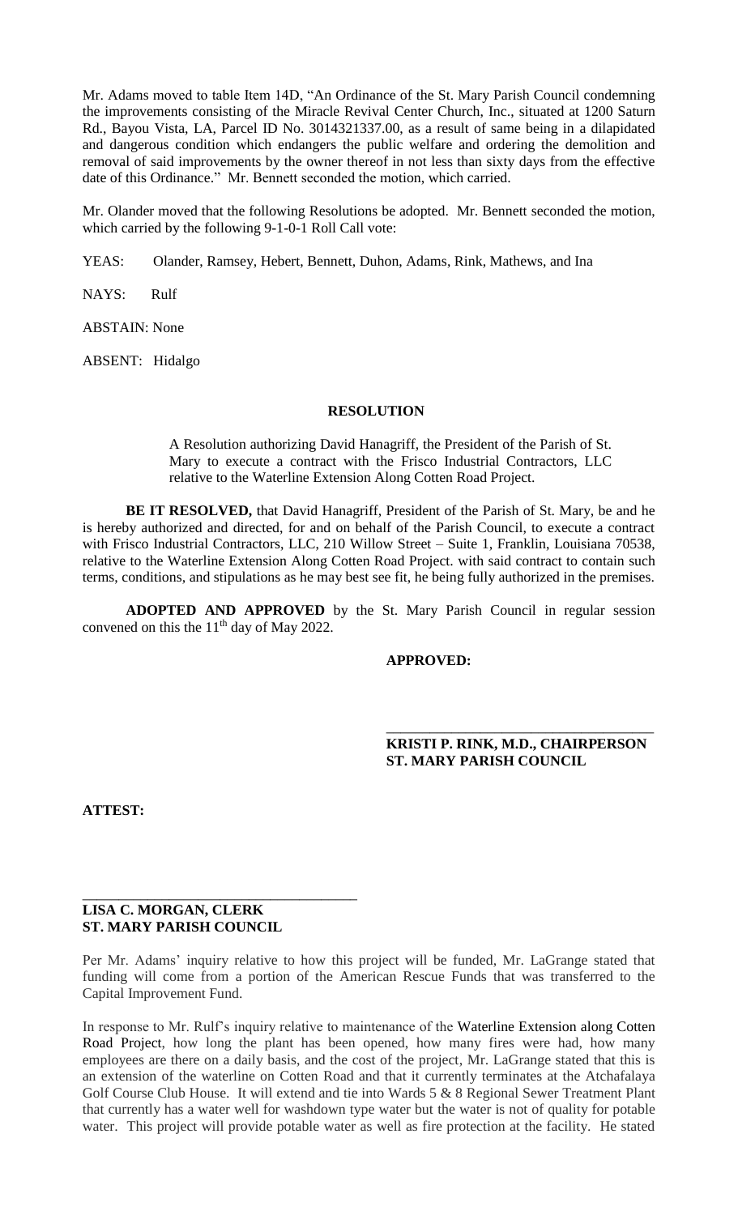Mr. Adams moved to table Item 14D, "An Ordinance of the St. Mary Parish Council condemning the improvements consisting of the Miracle Revival Center Church, Inc., situated at 1200 Saturn Rd., Bayou Vista, LA, Parcel ID No. 3014321337.00, as a result of same being in a dilapidated and dangerous condition which endangers the public welfare and ordering the demolition and removal of said improvements by the owner thereof in not less than sixty days from the effective date of this Ordinance." Mr. Bennett seconded the motion, which carried.

Mr. Olander moved that the following Resolutions be adopted. Mr. Bennett seconded the motion, which carried by the following 9-1-0-1 Roll Call vote:

YEAS: Olander, Ramsey, Hebert, Bennett, Duhon, Adams, Rink, Mathews, and Ina

NAYS: Rulf

ABSTAIN: None

ABSENT: Hidalgo

## RESOLUTION

A Resolution authorizing David Hanagriff, the President of the Parish of St. Mary to execute a contract with the Frisco Industrial Contractors, LLC relative to the Waterline Extension Along Cotten Road Project.

**BE IT RESOLVED,** that David Hanagriff, President of the Parish of St. Mary, be and he is hereby authorized and directed, for and on behalf of the Parish Council, to execute a contract with Frisco Industrial Contractors, LLC, 210 Willow Street – Suite 1, Franklin, Louisiana 70538, relative to the Waterline Extension Along Cotten Road Project. with said contract to contain such terms, conditions, and stipulations as he may best see fit, he being fully authorized in the premises.

**ADOPTED AND APPROVED** by the St. Mary Parish Council in regular session convened on this the 11th day of May 2022.

**APPROVED:**

\_\_\_\_\_\_\_\_\_\_\_\_\_\_\_\_\_\_\_\_\_\_\_\_\_\_\_\_\_\_\_\_\_\_\_\_
**KRISTI P. RINK, M.D., CHAIRPERSON**
**ST. MARY PARISH COUNCIL**

**ATTEST:**

\_\_\_\_\_\_\_\_\_\_\_\_\_\_\_\_\_\_\_\_\_\_\_\_\_\_\_\_\_\_\_\_\_\_\_\_
**LISA C. MORGAN, CLERK**
**ST. MARY PARISH COUNCIL**

Per Mr. Adams' inquiry relative to how this project will be funded, Mr. LaGrange stated that funding will come from a portion of the American Rescue Funds that was transferred to the Capital Improvement Fund.

In response to Mr. Rulf's inquiry relative to maintenance of the Waterline Extension along Cotten Road Project, how long the plant has been opened, how many fires were had, how many employees are there on a daily basis, and the cost of the project, Mr. LaGrange stated that this is an extension of the waterline on Cotten Road and that it currently terminates at the Atchafalaya Golf Course Club House. It will extend and tie into Wards 5 & 8 Regional Sewer Treatment Plant that currently has a water well for washdown type water but the water is not of quality for potable water. This project will provide potable water as well as fire protection at the facility. He stated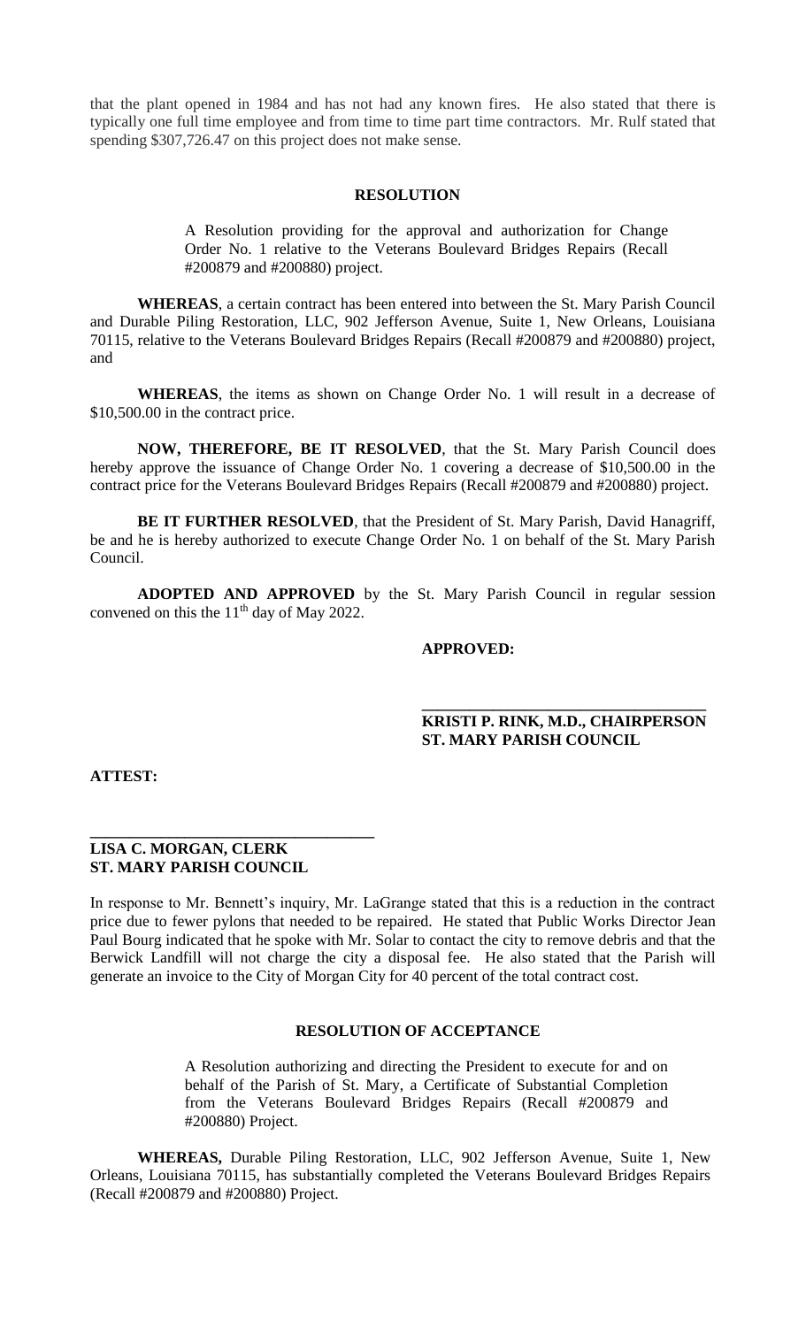that the plant opened in 1984 and has not had any known fires. He also stated that there is typically one full time employee and from time to time part time contractors. Mr. Rulf stated that spending $307,726.47 on this project does not make sense.

**RESOLUTION**

A Resolution providing for the approval and authorization for Change Order No. 1 relative to the Veterans Boulevard Bridges Repairs (Recall #200879 and #200880) project.

**WHEREAS**, a certain contract has been entered into between the St. Mary Parish Council and Durable Piling Restoration, LLC, 902 Jefferson Avenue, Suite 1, New Orleans, Louisiana 70115, relative to the Veterans Boulevard Bridges Repairs (Recall #200879 and #200880) project, and

**WHEREAS**, the items as shown on Change Order No. 1 will result in a decrease of $10,500.00 in the contract price.

**NOW, THEREFORE, BE IT RESOLVED**, that the St. Mary Parish Council does hereby approve the issuance of Change Order No. 1 covering a decrease of $10,500.00 in the contract price for the Veterans Boulevard Bridges Repairs (Recall #200879 and #200880) project.

**BE IT FURTHER RESOLVED**, that the President of St. Mary Parish, David Hanagriff, be and he is hereby authorized to execute Change Order No. 1 on behalf of the St. Mary Parish Council.

**ADOPTED AND APPROVED** by the St. Mary Parish Council in regular session convened on this the 11th day of May 2022.

**APPROVED:**

**\_\_\_\_\_\_\_\_\_\_\_\_\_\_\_\_\_\_\_\_\_\_\_\_\_\_\_\_\_\_\_\_\_\_\_**
**KRISTI P. RINK, M.D., CHAIRPERSON**
**ST. MARY PARISH COUNCIL**

**ATTEST:**

**\_\_\_\_\_\_\_\_\_\_\_\_\_\_\_\_\_\_\_\_\_\_\_\_\_\_\_\_\_\_\_\_\_\_\_**
**LISA C. MORGAN, CLERK**
**ST. MARY PARISH COUNCIL**

In response to Mr. Bennett's inquiry, Mr. LaGrange stated that this is a reduction in the contract price due to fewer pylons that needed to be repaired. He stated that Public Works Director Jean Paul Bourg indicated that he spoke with Mr. Solar to contact the city to remove debris and that the Berwick Landfill will not charge the city a disposal fee. He also stated that the Parish will generate an invoice to the City of Morgan City for 40 percent of the total contract cost.

**RESOLUTION OF ACCEPTANCE**

A Resolution authorizing and directing the President to execute for and on behalf of the Parish of St. Mary, a Certificate of Substantial Completion from the Veterans Boulevard Bridges Repairs (Recall #200879 and #200880) Project.

**WHEREAS,** Durable Piling Restoration, LLC, 902 Jefferson Avenue, Suite 1, New Orleans, Louisiana 70115, has substantially completed the Veterans Boulevard Bridges Repairs (Recall #200879 and #200880) Project.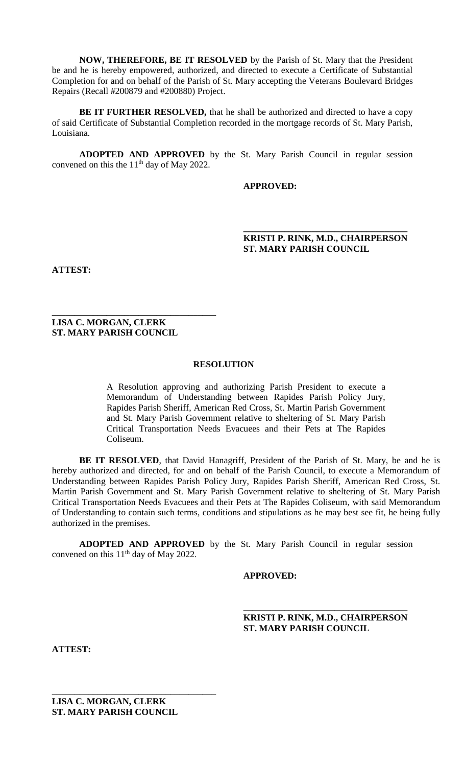**NOW, THEREFORE, BE IT RESOLVED** by the Parish of St. Mary that the President be and he is hereby empowered, authorized, and directed to execute a Certificate of Substantial Completion for and on behalf of the Parish of St. Mary accepting the Veterans Boulevard Bridges Repairs (Recall #200879 and #200880) Project.

**BE IT FURTHER RESOLVED,** that he shall be authorized and directed to have a copy of said Certificate of Substantial Completion recorded in the mortgage records of St. Mary Parish, Louisiana.

**ADOPTED AND APPROVED** by the St. Mary Parish Council in regular session convened on this the 11th day of May 2022.

**APPROVED:**

\_\_\_\_\_\_\_\_\_\_\_\_\_\_\_\_\_\_\_\_\_\_\_\_\_\_\_\_\_\_\_\_\_\_\_\_

**KRISTI P. RINK, M.D., CHAIRPERSON**
**ST. MARY PARISH COUNCIL**

**ATTEST:**

\_\_\_\_\_\_\_\_\_\_\_\_\_\_\_\_\_\_\_\_\_\_\_\_\_\_\_\_\_\_\_\_\_\_\_\_

**LISA C. MORGAN, CLERK**
**ST. MARY PARISH COUNCIL**

## RESOLUTION

A Resolution approving and authorizing Parish President to execute a Memorandum of Understanding between Rapides Parish Policy Jury, Rapides Parish Sheriff, American Red Cross, St. Martin Parish Government and St. Mary Parish Government relative to sheltering of St. Mary Parish Critical Transportation Needs Evacuees and their Pets at The Rapides Coliseum.

**BE IT RESOLVED**, that David Hanagriff, President of the Parish of St. Mary, be and he is hereby authorized and directed, for and on behalf of the Parish Council, to execute a Memorandum of Understanding between Rapides Parish Policy Jury, Rapides Parish Sheriff, American Red Cross, St. Martin Parish Government and St. Mary Parish Government relative to sheltering of St. Mary Parish Critical Transportation Needs Evacuees and their Pets at The Rapides Coliseum, with said Memorandum of Understanding to contain such terms, conditions and stipulations as he may best see fit, he being fully authorized in the premises.

**ADOPTED AND APPROVED** by the St. Mary Parish Council in regular session convened on this 11th day of May 2022.

**APPROVED:**

\_\_\_\_\_\_\_\_\_\_\_\_\_\_\_\_\_\_\_\_\_\_\_\_\_\_\_\_\_\_\_\_\_\_\_\_

**KRISTI P. RINK, M.D., CHAIRPERSON**
**ST. MARY PARISH COUNCIL**

**ATTEST:**

\_\_\_\_\_\_\_\_\_\_\_\_\_\_\_\_\_\_\_\_\_\_\_\_\_\_\_\_\_\_\_\_\_\_\_\_

**LISA C. MORGAN, CLERK**
**ST. MARY PARISH COUNCIL**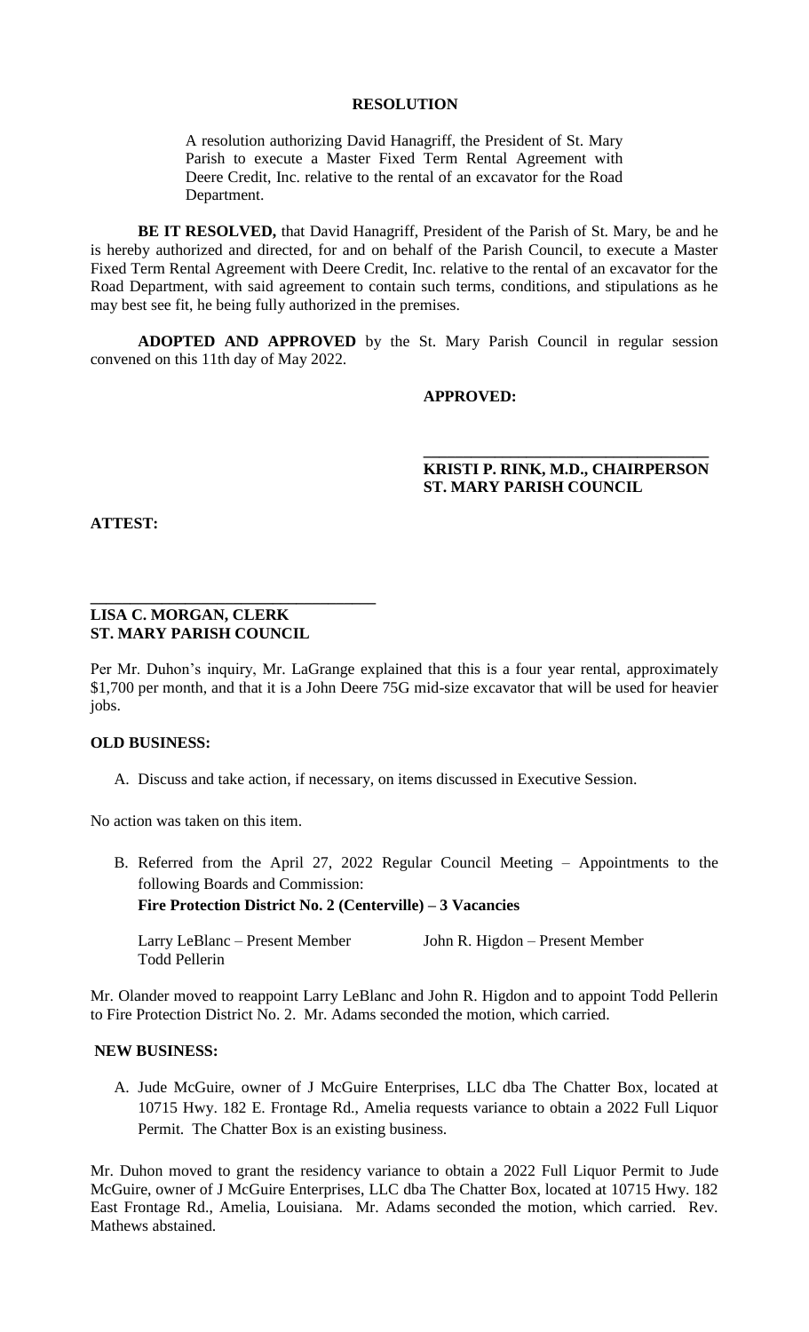**RESOLUTION**

A resolution authorizing David Hanagriff, the President of St. Mary Parish to execute a Master Fixed Term Rental Agreement with Deere Credit, Inc. relative to the rental of an excavator for the Road Department.

**BE IT RESOLVED,** that David Hanagriff, President of the Parish of St. Mary, be and he is hereby authorized and directed, for and on behalf of the Parish Council, to execute a Master Fixed Term Rental Agreement with Deere Credit, Inc. relative to the rental of an excavator for the Road Department, with said agreement to contain such terms, conditions, and stipulations as he may best see fit, he being fully authorized in the premises.

**ADOPTED AND APPROVED** by the St. Mary Parish Council in regular session convened on this 11th day of May 2022.

**APPROVED:**

\_\_\_\_\_\_\_\_\_\_\_\_\_\_\_\_\_\_\_\_\_\_\_\_\_\_\_\_\_\_\_\_\_\_\_\_

**KRISTI P. RINK, M.D., CHAIRPERSON**
**ST. MARY PARISH COUNCIL**

**ATTEST:**

\_\_\_\_\_\_\_\_\_\_\_\_\_\_\_\_\_\_\_\_\_\_\_\_\_\_\_\_\_\_\_\_\_\_\_\_

**LISA C. MORGAN, CLERK**
**ST. MARY PARISH COUNCIL**

Per Mr. Duhon's inquiry, Mr. LaGrange explained that this is a four year rental, approximately $1,700 per month, and that it is a John Deere 75G mid-size excavator that will be used for heavier jobs.

**OLD BUSINESS:**

A. Discuss and take action, if necessary, on items discussed in Executive Session.

No action was taken on this item.

B. Referred from the April 27, 2022 Regular Council Meeting – Appointments to the following Boards and Commission:
**Fire Protection District No. 2 (Centerville) – 3 Vacancies**

Larry LeBlanc – Present Member
John R. Higdon – Present Member
Todd Pellerin

Mr. Olander moved to reappoint Larry LeBlanc and John R. Higdon and to appoint Todd Pellerin to Fire Protection District No. 2. Mr. Adams seconded the motion, which carried.

**NEW BUSINESS:**

A. Jude McGuire, owner of J McGuire Enterprises, LLC dba The Chatter Box, located at 10715 Hwy. 182 E. Frontage Rd., Amelia requests variance to obtain a 2022 Full Liquor Permit. The Chatter Box is an existing business.

Mr. Duhon moved to grant the residency variance to obtain a 2022 Full Liquor Permit to Jude McGuire, owner of J McGuire Enterprises, LLC dba The Chatter Box, located at 10715 Hwy. 182 East Frontage Rd., Amelia, Louisiana. Mr. Adams seconded the motion, which carried. Rev. Mathews abstained.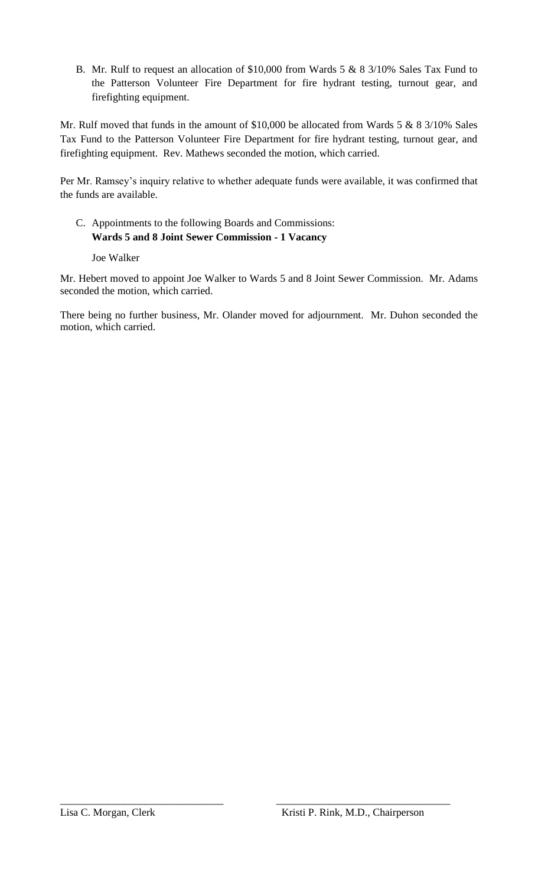B. Mr. Rulf to request an allocation of $10,000 from Wards 5 & 8 3/10% Sales Tax Fund to the Patterson Volunteer Fire Department for fire hydrant testing, turnout gear, and firefighting equipment.

Mr. Rulf moved that funds in the amount of $10,000 be allocated from Wards 5 & 8 3/10% Sales Tax Fund to the Patterson Volunteer Fire Department for fire hydrant testing, turnout gear, and firefighting equipment. Rev. Mathews seconded the motion, which carried.

Per Mr. Ramsey's inquiry relative to whether adequate funds were available, it was confirmed that the funds are available.

C. Appointments to the following Boards and Commissions:
**Wards 5 and 8 Joint Sewer Commission - 1 Vacancy**

Joe Walker

Mr. Hebert moved to appoint Joe Walker to Wards 5 and 8 Joint Sewer Commission. Mr. Adams seconded the motion, which carried.

There being no further business, Mr. Olander moved for adjournment. Mr. Duhon seconded the motion, which carried.

\_\_\_\_\_\_\_\_\_\_\_\_\_\_\_\_\_\_\_\_\_\_\_\_\_\_\_\_\_\_\_\_
Lisa C. Morgan, Clerk

\_\_\_\_\_\_\_\_\_\_\_\_\_\_\_\_\_\_\_\_\_\_\_\_\_\_\_\_\_\_\_\_
Kristi P. Rink, M.D., Chairperson